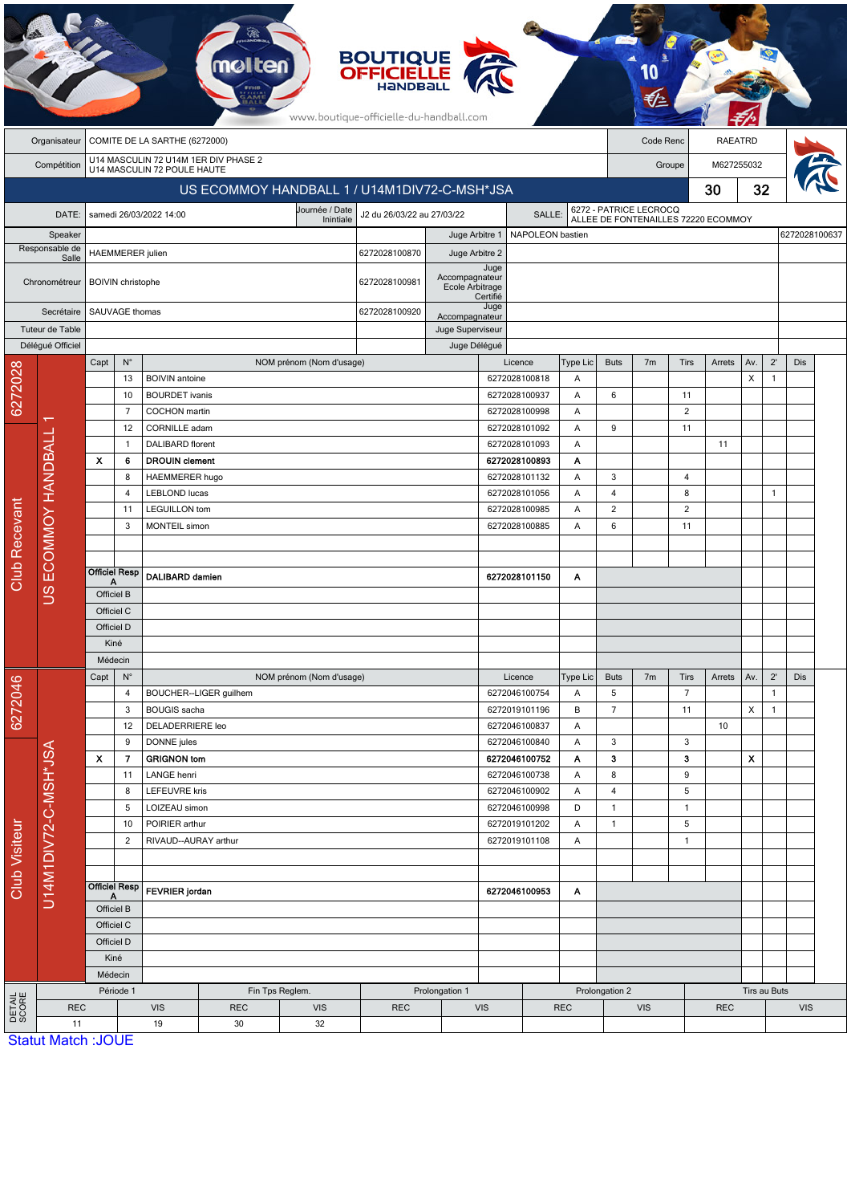BOUTIQUE OFFICIELLE HANDBALL

www.boutique-officielle-du-handball.com

| | | | | |
|---|---|---|---|---|
| Organisateur | COMITE DE LA SARTHE (6272000) | | Code Renc | RAEATRD |
| Compétition | U14 MASCULIN 72 U14M 1ER DIV PHASE 2<br>U14 MASCULIN 72 POULE HAUTE | | Groupe | M627255032 |

## US ECOMMOY HANDBALL 1 / U14M1DIV72-C-MSH*JSA — 30 / 32

| | | | | | | |
|---|---|---|---|---|---|---|
| DATE: | samedi 26/03/2022 14:00 | Journée / Date Inintiale | J2 du 26/03/22 au 27/03/22 | SALLE: | 6272 - PATRICE LECROCQ<br>ALLEE DE FONTENAILLES 72220 ECOMMOY | |
| Speaker | | | Juge Arbitre 1 | NAPOLEON bastien | | 6272028100637 |
| Responsable de Salle | HAEMMERER julien | 6272028100870 | Juge Arbitre 2 | | | |
| Chronométreur | BOIVIN christophe | 6272028100981 | Juge Accompagnateur Ecole Arbitrage Certifié | | | |
| Secrétaire | SAUVAGE thomas | 6272028100920 | Juge Accompagnateur | | | |
| Tuteur de Table | | | Juge Superviseur | | | |
| Délégué Officiel | | | Juge Délégué | | | |

### Club Recevant — 6272028 — US ECOMMOY HANDBALL 1

| Capt | N° | NOM prénom (Nom d'usage) | Licence | Type Lic | Buts | 7m | Tirs | Arrets | Av. | 2' | Dis |
|---|---|---|---|---|---|---|---|---|---|---|---|
| | 13 | BOIVIN antoine | 6272028100818 | A | | | | | X | 1 | |
| | 10 | BOURDET ivanis | 6272028100937 | A | 6 | | 11 | | | | |
| | 7 | COCHON martin | 6272028100998 | A | | | 2 | | | | |
| | 12 | CORNILLE adam | 6272028101092 | A | 9 | | 11 | | | | |
| | 1 | DALIBARD florent | 6272028101093 | A | | | | 11 | | | |
| X | 6 | **DROUIN clement** | **6272028100893** | **A** | | | | | | | |
| | 8 | HAEMMERER hugo | 6272028101132 | A | 3 | | 4 | | | | |
| | 4 | LEBLOND lucas | 6272028101056 | A | 4 | | 8 | | | 1 | |
| | 11 | LEGUILLON tom | 6272028100985 | A | 2 | | 2 | | | | |
| | 3 | MONTEIL simon | 6272028100885 | A | 6 | | 11 | | | | |
| | | | | | | | | | | | |
| | | | | | | | | | | | |
| Officiel Resp A | | **DALIBARD damien** | **6272028101150** | **A** | | | | | | | |
| Officiel B | | | | | | | | | | | |
| Officiel C | | | | | | | | | | | |
| Officiel D | | | | | | | | | | | |
| Kiné | | | | | | | | | | | |
| Médecin | | | | | | | | | | | |

### Club Visiteur — 6272046 — U14M1DIV72-C-MSH*JSA

| Capt | N° | NOM prénom (Nom d'usage) | Licence | Type Lic | Buts | 7m | Tirs | Arrets | Av. | 2' | Dis |
|---|---|---|---|---|---|---|---|---|---|---|---|
| | 4 | BOUCHER--LIGER guilhem | 6272046100754 | A | 5 | | 7 | | | 1 | |
| | 3 | BOUGIS sacha | 6272019101196 | B | 7 | | 11 | | X | 1 | |
| | 12 | DELADERRIERE leo | 6272046100837 | A | | | | 10 | | | |
| | 9 | DONNE jules | 6272046100840 | A | 3 | | 3 | | | | |
| X | 7 | **GRIGNON tom** | **6272046100752** | **A** | **3** | | **3** | | **X** | | |
| | 11 | LANGE henri | 6272046100738 | A | 8 | | 9 | | | | |
| | 8 | LEFEUVRE kris | 6272046100902 | A | 4 | | 5 | | | | |
| | 5 | LOIZEAU simon | 6272046100998 | D | 1 | | 1 | | | | |
| | 10 | POIRIER arthur | 6272019101202 | A | 1 | | 5 | | | | |
| | 2 | RIVAUD--AURAY arthur | 6272019101108 | A | | | 1 | | | | |
| | | | | | | | | | | | |
| | | | | | | | | | | | |
| Officiel Resp A | | **FEVRIER jordan** | **6272046100953** | **A** | | | | | | | |
| Officiel B | | | | | | | | | | | |
| Officiel C | | | | | | | | | | | |
| Officiel D | | | | | | | | | | | |
| Kiné | | | | | | | | | | | |
| Médecin | | | | | | | | | | | |

### DETAIL SCORE

| Période 1 | | Fin Tps Reglem. | | Prolongation 1 | | Prolongation 2 | | Tirs au Buts | |
|---|---|---|---|---|---|---|---|---|---|
| REC | VIS | REC | VIS | REC | VIS | REC | VIS | REC | VIS |
| 11 | 19 | 30 | 32 | | | | | | |

Statut Match :JOUE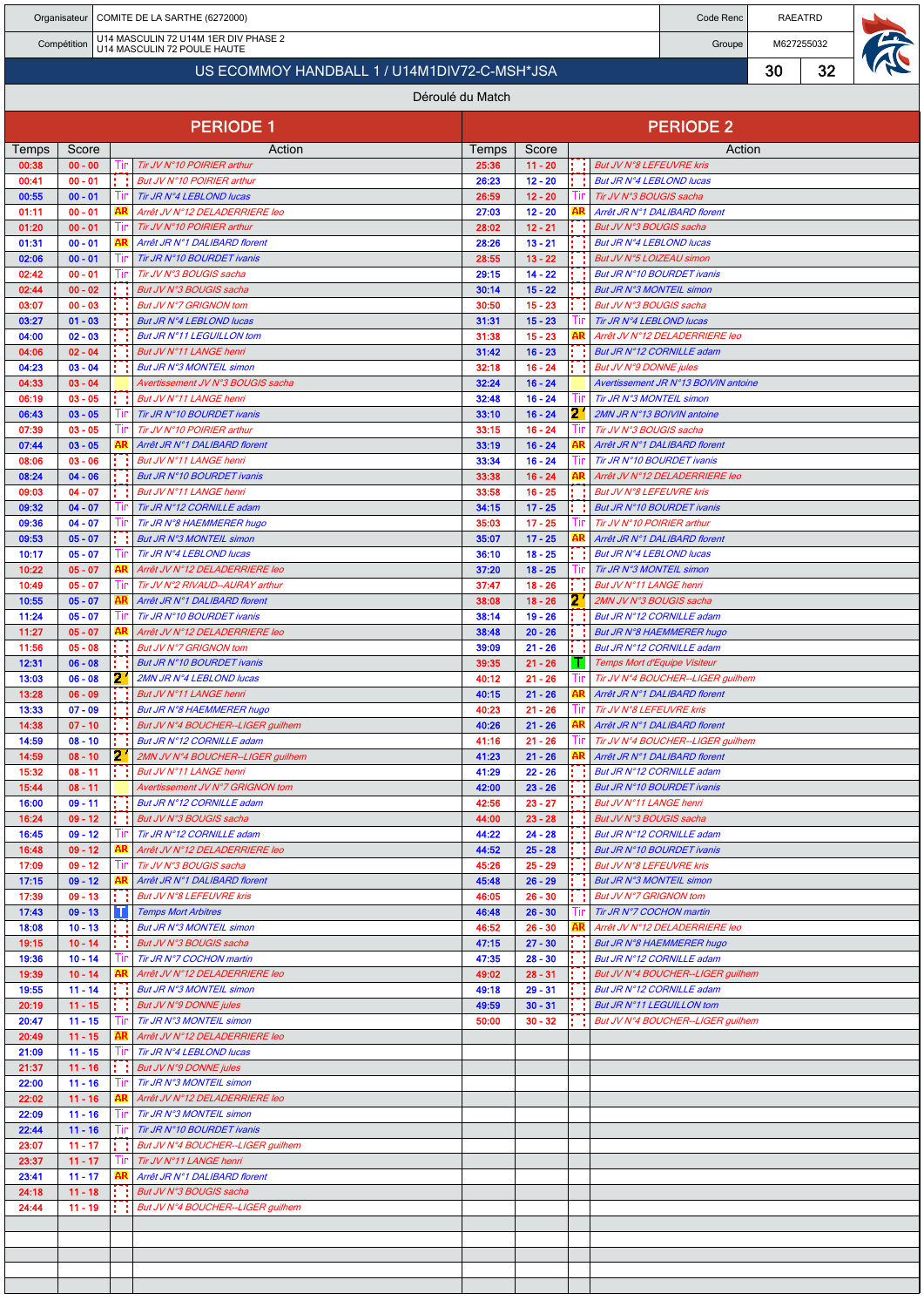| Organisateur | COMITE DE LA SARTHE (6272000) | Code Renc | RAEATRD |
|---|---|---|---|
| Compétition | U14 MASCULIN 72 U14M 1ER DIV PHASE 2<br>U14 MASCULIN 72 POULE HAUTE | Groupe | M627255032 |

## US ECOMMOY HANDBALL 1 / U14M1DIV72-C-MSH*JSA — 30 | 32

### Déroulé du Match

| PERIODE 1 | | | | PERIODE 2 | | | |
|---|---|---|---|---|---|---|---|
| Temps | Score | | Action | Temps | Score | | Action |
| 00:38 | 00 - 00 | Tir | Tir JV N°10 POIRIER arthur | 25:36 | 11 - 20 | | But JV N°8 LEFEUVRE kris |
| 00:41 | 00 - 01 | | But JV N°10 POIRIER arthur | 26:23 | 12 - 20 | | But JR N°4 LEBLOND lucas |
| 00:55 | 00 - 01 | Tir | Tir JR N°4 LEBLOND lucas | 26:59 | 12 - 20 | Tir | Tir JV N°3 BOUGIS sacha |
| 01:11 | 00 - 01 | AR | Arrêt JV N°12 DELADERRIERE leo | 27:03 | 12 - 20 | AR | Arrêt JR N°1 DALIBARD florent |
| 01:20 | 00 - 01 | Tir | Tir JV N°10 POIRIER arthur | 28:02 | 12 - 21 | | But JV N°3 BOUGIS sacha |
| 01:31 | 00 - 01 | AR | Arrêt JR N°1 DALIBARD florent | 28:26 | 13 - 21 | | But JR N°4 LEBLOND lucas |
| 02:06 | 00 - 01 | Tir | Tir JR N°10 BOURDET ivanis | 28:55 | 13 - 22 | | But JV N°5 LOIZEAU simon |
| 02:42 | 00 - 01 | Tir | Tir JV N°3 BOUGIS sacha | 29:15 | 14 - 22 | | But JR N°10 BOURDET ivanis |
| 02:44 | 00 - 02 | | But JV N°3 BOUGIS sacha | 30:14 | 15 - 22 | | But JR N°3 MONTEIL simon |
| 03:07 | 00 - 03 | | But JV N°7 GRIGNON tom | 30:50 | 15 - 23 | | But JV N°3 BOUGIS sacha |
| 03:27 | 01 - 03 | | But JR N°4 LEBLOND lucas | 31:31 | 15 - 23 | Tir | Tir JR N°4 LEBLOND lucas |
| 04:00 | 02 - 03 | | But JR N°11 LEGUILLON tom | 31:38 | 15 - 23 | AR | Arrêt JV N°12 DELADERRIERE leo |
| 04:06 | 02 - 04 | | But JV N°11 LANGE henri | 31:42 | 16 - 23 | | But JR N°12 CORNILLE adam |
| 04:23 | 03 - 04 | | But JR N°3 MONTEIL simon | 32:18 | 16 - 24 | | But JV N°9 DONNE jules |
| 04:33 | 03 - 04 | | Avertissement JV N°3 BOUGIS sacha | 32:24 | 16 - 24 | | Avertissement JR N°13 BOIVIN antoine |
| 06:19 | 03 - 05 | | But JV N°11 LANGE henri | 32:48 | 16 - 24 | Tir | Tir JR N°3 MONTEIL simon |
| 06:43 | 03 - 05 | Tir | Tir JR N°10 BOURDET ivanis | 33:10 | 16 - 24 | 2' | 2MN JR N°13 BOIVIN antoine |
| 07:39 | 03 - 05 | Tir | Tir JV N°10 POIRIER arthur | 33:15 | 16 - 24 | Tir | Tir JV N°3 BOUGIS sacha |
| 07:44 | 03 - 05 | AR | Arrêt JR N°1 DALIBARD florent | 33:19 | 16 - 24 | AR | Arrêt JR N°1 DALIBARD florent |
| 08:06 | 03 - 06 | | But JV N°11 LANGE henri | 33:34 | 16 - 24 | Tir | Tir JR N°10 BOURDET ivanis |
| 08:24 | 04 - 06 | | But JR N°10 BOURDET ivanis | 33:38 | 16 - 24 | AR | Arrêt JV N°12 DELADERRIERE leo |
| 09:03 | 04 - 07 | | But JV N°11 LANGE henri | 33:58 | 16 - 25 | | But JV N°8 LEFEUVRE kris |
| 09:32 | 04 - 07 | Tir | Tir JR N°12 CORNILLE adam | 34:15 | 17 - 25 | | But JR N°10 BOURDET ivanis |
| 09:36 | 04 - 07 | Tir | Tir JR N°8 HAEMMERER hugo | 35:03 | 17 - 25 | Tir | Tir JV N°10 POIRIER arthur |
| 09:53 | 05 - 07 | | But JR N°3 MONTEIL simon | 35:07 | 17 - 25 | AR | Arrêt JR N°1 DALIBARD florent |
| 10:17 | 05 - 07 | Tir | Tir JR N°4 LEBLOND lucas | 36:10 | 18 - 25 | | But JR N°4 LEBLOND lucas |
| 10:22 | 05 - 07 | AR | Arrêt JV N°12 DELADERRIERE leo | 37:20 | 18 - 25 | Tir | Tir JR N°3 MONTEIL simon |
| 10:49 | 05 - 07 | Tir | Tir JV N°2 RIVAUD--AURAY arthur | 37:47 | 18 - 26 | | But JV N°11 LANGE henri |
| 10:55 | 05 - 07 | AR | Arrêt JR N°1 DALIBARD florent | 38:08 | 18 - 26 | 2' | 2MN JV N°3 BOUGIS sacha |
| 11:24 | 05 - 07 | Tir | Tir JR N°10 BOURDET ivanis | 38:14 | 19 - 26 | | But JR N°12 CORNILLE adam |
| 11:27 | 05 - 07 | AR | Arrêt JV N°12 DELADERRIERE leo | 38:48 | 20 - 26 | | But JR N°8 HAEMMERER hugo |
| 11:56 | 05 - 08 | | But JV N°7 GRIGNON tom | 39:09 | 21 - 26 | | But JR N°12 CORNILLE adam |
| 12:31 | 06 - 08 | | But JR N°10 BOURDET ivanis | 39:35 | 21 - 26 | T | Temps Mort d'Equipe Visiteur |
| 13:03 | 06 - 08 | 2' | 2MN JR N°4 LEBLOND lucas | 40:12 | 21 - 26 | Tir | Tir JV N°4 BOUCHER--LIGER guilhem |
| 13:28 | 06 - 09 | | But JV N°11 LANGE henri | 40:15 | 21 - 26 | AR | Arrêt JR N°1 DALIBARD florent |
| 13:33 | 07 - 09 | | But JR N°8 HAEMMERER hugo | 40:23 | 21 - 26 | Tir | Tir JV N°8 LEFEUVRE kris |
| 14:38 | 07 - 10 | | But JV N°4 BOUCHER--LIGER guilhem | 40:26 | 21 - 26 | AR | Arrêt JR N°1 DALIBARD florent |
| 14:59 | 08 - 10 | | But JR N°12 CORNILLE adam | 41:16 | 21 - 26 | Tir | Tir JV N°4 BOUCHER--LIGER guilhem |
| 14:59 | 08 - 10 | 2' | 2MN JV N°4 BOUCHER--LIGER guilhem | 41:23 | 21 - 26 | AR | Arrêt JR N°1 DALIBARD florent |
| 15:32 | 08 - 11 | | But JV N°11 LANGE henri | 41:29 | 22 - 26 | | But JR N°12 CORNILLE adam |
| 15:44 | 08 - 11 | | Avertissement JV N°7 GRIGNON tom | 42:00 | 23 - 26 | | But JR N°10 BOURDET ivanis |
| 16:00 | 09 - 11 | | But JR N°12 CORNILLE adam | 42:56 | 23 - 27 | | But JV N°11 LANGE henri |
| 16:24 | 09 - 12 | | But JV N°3 BOUGIS sacha | 44:00 | 23 - 28 | | But JV N°3 BOUGIS sacha |
| 16:45 | 09 - 12 | Tir | Tir JR N°12 CORNILLE adam | 44:22 | 24 - 28 | | But JR N°12 CORNILLE adam |
| 16:48 | 09 - 12 | AR | Arrêt JV N°12 DELADERRIERE leo | 44:52 | 25 - 28 | | But JR N°10 BOURDET ivanis |
| 17:09 | 09 - 12 | Tir | Tir JV N°3 BOUGIS sacha | 45:26 | 25 - 29 | | But JV N°8 LEFEUVRE kris |
| 17:15 | 09 - 12 | AR | Arrêt JR N°1 DALIBARD florent | 45:48 | 26 - 29 | | But JR N°3 MONTEIL simon |
| 17:39 | 09 - 13 | | But JV N°8 LEFEUVRE kris | 46:05 | 26 - 30 | | But JV N°7 GRIGNON tom |
| 17:43 | 09 - 13 | T | Temps Mort Arbitres | 46:48 | 26 - 30 | Tir | Tir JR N°7 COCHON martin |
| 18:08 | 10 - 13 | | But JR N°3 MONTEIL simon | 46:52 | 26 - 30 | AR | Arrêt JV N°12 DELADERRIERE leo |
| 19:15 | 10 - 14 | | But JV N°3 BOUGIS sacha | 47:15 | 27 - 30 | | But JR N°8 HAEMMERER hugo |
| 19:36 | 10 - 14 | Tir | Tir JR N°7 COCHON martin | 47:35 | 28 - 30 | | But JR N°12 CORNILLE adam |
| 19:39 | 10 - 14 | AR | Arrêt JV N°12 DELADERRIERE leo | 49:02 | 28 - 31 | | But JV N°4 BOUCHER--LIGER guilhem |
| 19:55 | 11 - 14 | | But JR N°3 MONTEIL simon | 49:18 | 29 - 31 | | But JR N°12 CORNILLE adam |
| 20:19 | 11 - 15 | | But JV N°9 DONNE jules | 49:59 | 30 - 31 | | But JR N°11 LEGUILLON tom |
| 20:47 | 11 - 15 | Tir | Tir JR N°3 MONTEIL simon | 50:00 | 30 - 32 | | But JV N°4 BOUCHER--LIGER guilhem |
| 20:49 | 11 - 15 | AR | Arrêt JV N°12 DELADERRIERE leo | | | | |
| 21:09 | 11 - 15 | Tir | Tir JR N°4 LEBLOND lucas | | | | |
| 21:37 | 11 - 16 | | But JV N°9 DONNE jules | | | | |
| 22:00 | 11 - 16 | Tir | Tir JR N°3 MONTEIL simon | | | | |
| 22:02 | 11 - 16 | AR | Arrêt JV N°12 DELADERRIERE leo | | | | |
| 22:09 | 11 - 16 | Tir | Tir JR N°3 MONTEIL simon | | | | |
| 22:44 | 11 - 16 | Tir | Tir JR N°10 BOURDET ivanis | | | | |
| 23:07 | 11 - 17 | | But JV N°4 BOUCHER--LIGER guilhem | | | | |
| 23:37 | 11 - 17 | Tir | Tir JV N°11 LANGE henri | | | | |
| 23:41 | 11 - 17 | AR | Arrêt JR N°1 DALIBARD florent | | | | |
| 24:18 | 11 - 18 | | But JV N°3 BOUGIS sacha | | | | |
| 24:44 | 11 - 19 | | But JV N°4 BOUCHER--LIGER guilhem | | | | |